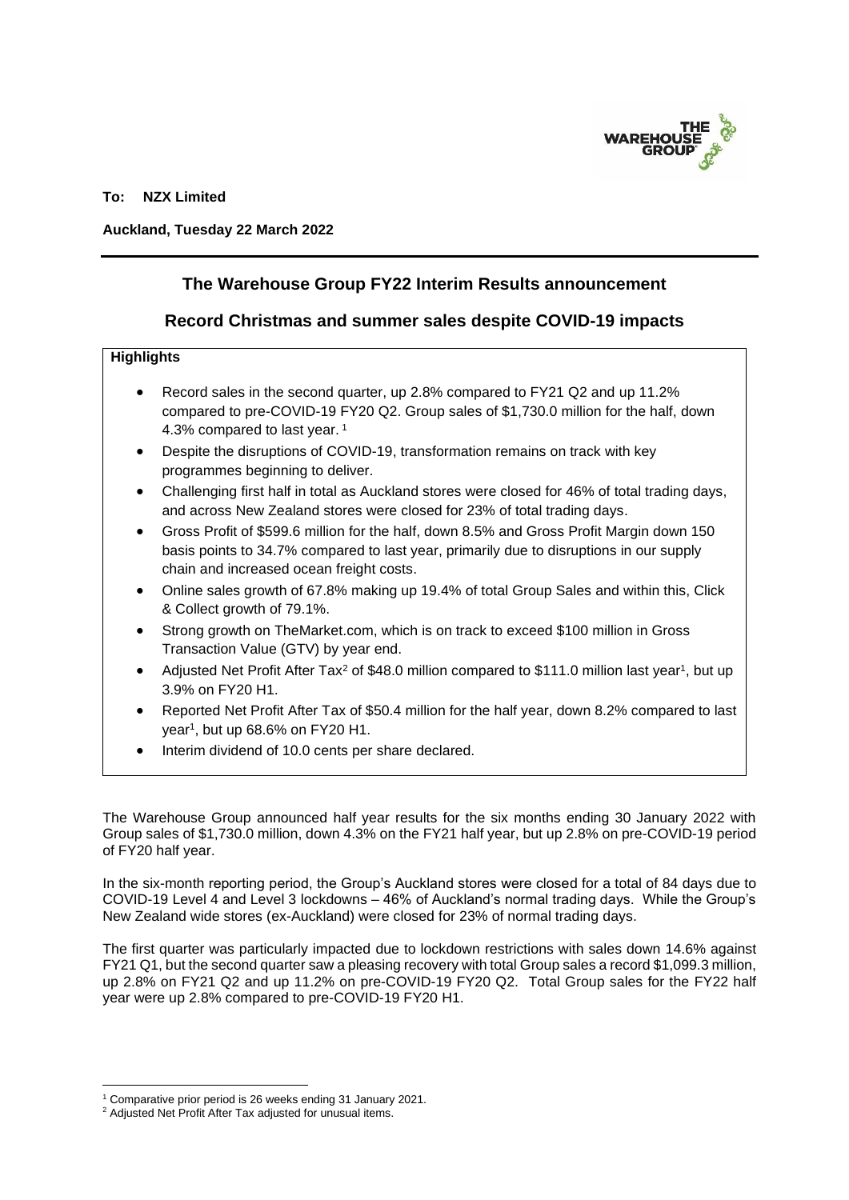**To: NZX Limited**

**Auckland, Tuesday 22 March 2022**

## The Warehouse Group FY22 Interim Results announcement

## Record Christmas and summer sales despite COVID-19 impacts

**Highlights**

- Record sales in the second quarter, up 2.8% compared to FY21 Q2 and up 11.2% compared to pre-COVID-19 FY20 Q2. Group sales of $1,730.0 million for the half, down 4.3% compared to last year. [1]
- Despite the disruptions of COVID-19, transformation remains on track with key programmes beginning to deliver.
- Challenging first half in total as Auckland stores were closed for 46% of total trading days, and across New Zealand stores were closed for 23% of total trading days.
- Gross Profit of $599.6 million for the half, down 8.5% and Gross Profit Margin down 150 basis points to 34.7% compared to last year, primarily due to disruptions in our supply chain and increased ocean freight costs.
- Online sales growth of 67.8% making up 19.4% of total Group Sales and within this, Click & Collect growth of 79.1%.
- Strong growth on TheMarket.com, which is on track to exceed $100 million in Gross Transaction Value (GTV) by year end.
- Adjusted Net Profit After Tax[2] of $48.0 million compared to $111.0 million last year[1], but up 3.9% on FY20 H1.
- Reported Net Profit After Tax of $50.4 million for the half year, down 8.2% compared to last year[1], but up 68.6% on FY20 H1.
- Interim dividend of 10.0 cents per share declared.

The Warehouse Group announced half year results for the six months ending 30 January 2022 with Group sales of $1,730.0 million, down 4.3% on the FY21 half year, but up 2.8% on pre-COVID-19 period of FY20 half year.

In the six-month reporting period, the Group's Auckland stores were closed for a total of 84 days due to COVID-19 Level 4 and Level 3 lockdowns – 46% of Auckland's normal trading days. While the Group's New Zealand wide stores (ex-Auckland) were closed for 23% of normal trading days.

The first quarter was particularly impacted due to lockdown restrictions with sales down 14.6% against FY21 Q1, but the second quarter saw a pleasing recovery with total Group sales a record $1,099.3 million, up 2.8% on FY21 Q2 and up 11.2% on pre-COVID-19 FY20 Q2. Total Group sales for the FY22 half year were up 2.8% compared to pre-COVID-19 FY20 H1.

---

[1] Comparative prior period is 26 weeks ending 31 January 2021.

[2] Adjusted Net Profit After Tax adjusted for unusual items.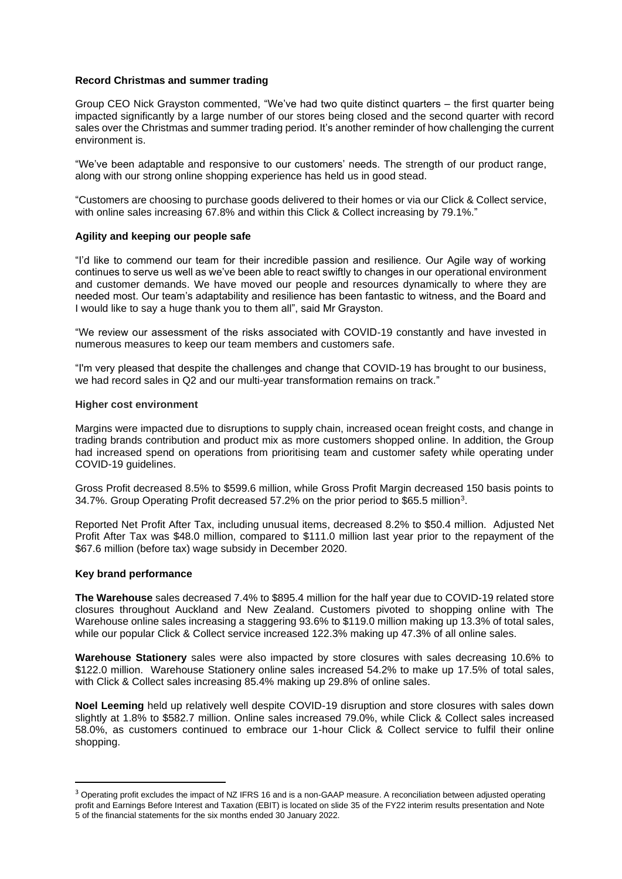**Record Christmas and summer trading**

Group CEO Nick Grayston commented, "We've had two quite distinct quarters – the first quarter being impacted significantly by a large number of our stores being closed and the second quarter with record sales over the Christmas and summer trading period. It's another reminder of how challenging the current environment is.

"We've been adaptable and responsive to our customers' needs. The strength of our product range, along with our strong online shopping experience has held us in good stead.

"Customers are choosing to purchase goods delivered to their homes or via our Click & Collect service, with online sales increasing 67.8% and within this Click & Collect increasing by 79.1%."

**Agility and keeping our people safe**

"I'd like to commend our team for their incredible passion and resilience. Our Agile way of working continues to serve us well as we've been able to react swiftly to changes in our operational environment and customer demands. We have moved our people and resources dynamically to where they are needed most. Our team's adaptability and resilience has been fantastic to witness, and the Board and I would like to say a huge thank you to them all", said Mr Grayston.

"We review our assessment of the risks associated with COVID-19 constantly and have invested in numerous measures to keep our team members and customers safe.

"I'm very pleased that despite the challenges and change that COVID-19 has brought to our business, we had record sales in Q2 and our multi-year transformation remains on track."

**Higher cost environment**

Margins were impacted due to disruptions to supply chain, increased ocean freight costs, and change in trading brands contribution and product mix as more customers shopped online. In addition, the Group had increased spend on operations from prioritising team and customer safety while operating under COVID-19 guidelines.

Gross Profit decreased 8.5% to $599.6 million, while Gross Profit Margin decreased 150 basis points to 34.7%. Group Operating Profit decreased 57.2% on the prior period to $65.5 million[3].

Reported Net Profit After Tax, including unusual items, decreased 8.2% to $50.4 million. Adjusted Net Profit After Tax was $48.0 million, compared to $111.0 million last year prior to the repayment of the $67.6 million (before tax) wage subsidy in December 2020.

**Key brand performance**

**The Warehouse** sales decreased 7.4% to $895.4 million for the half year due to COVID-19 related store closures throughout Auckland and New Zealand. Customers pivoted to shopping online with The Warehouse online sales increasing a staggering 93.6% to $119.0 million making up 13.3% of total sales, while our popular Click & Collect service increased 122.3% making up 47.3% of all online sales.

**Warehouse Stationery** sales were also impacted by store closures with sales decreasing 10.6% to $122.0 million. Warehouse Stationery online sales increased 54.2% to make up 17.5% of total sales, with Click & Collect sales increasing 85.4% making up 29.8% of online sales.

**Noel Leeming** held up relatively well despite COVID-19 disruption and store closures with sales down slightly at 1.8% to $582.7 million. Online sales increased 79.0%, while Click & Collect sales increased 58.0%, as customers continued to embrace our 1-hour Click & Collect service to fulfil their online shopping.

---

[3] Operating profit excludes the impact of NZ IFRS 16 and is a non-GAAP measure. A reconciliation between adjusted operating profit and Earnings Before Interest and Taxation (EBIT) is located on slide 35 of the FY22 interim results presentation and Note 5 of the financial statements for the six months ended 30 January 2022.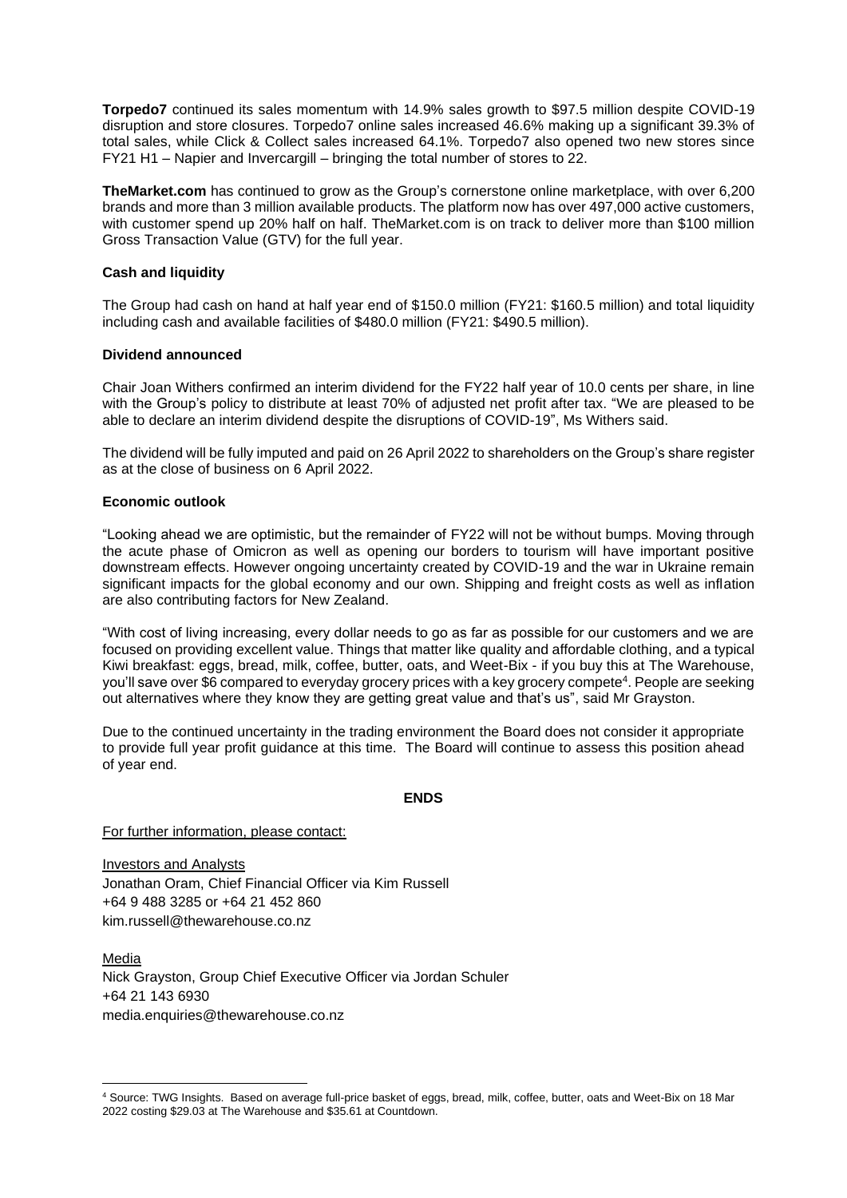**Torpedo7** continued its sales momentum with 14.9% sales growth to $97.5 million despite COVID-19 disruption and store closures. Torpedo7 online sales increased 46.6% making up a significant 39.3% of total sales, while Click & Collect sales increased 64.1%. Torpedo7 also opened two new stores since FY21 H1 – Napier and Invercargill – bringing the total number of stores to 22.

**TheMarket.com** has continued to grow as the Group's cornerstone online marketplace, with over 6,200 brands and more than 3 million available products. The platform now has over 497,000 active customers, with customer spend up 20% half on half. TheMarket.com is on track to deliver more than $100 million Gross Transaction Value (GTV) for the full year.

**Cash and liquidity**

The Group had cash on hand at half year end of $150.0 million (FY21: $160.5 million) and total liquidity including cash and available facilities of $480.0 million (FY21: $490.5 million).

**Dividend announced**

Chair Joan Withers confirmed an interim dividend for the FY22 half year of 10.0 cents per share, in line with the Group's policy to distribute at least 70% of adjusted net profit after tax. "We are pleased to be able to declare an interim dividend despite the disruptions of COVID-19", Ms Withers said.

The dividend will be fully imputed and paid on 26 April 2022 to shareholders on the Group's share register as at the close of business on 6 April 2022.

**Economic outlook**

"Looking ahead we are optimistic, but the remainder of FY22 will not be without bumps. Moving through the acute phase of Omicron as well as opening our borders to tourism will have important positive downstream effects. However ongoing uncertainty created by COVID-19 and the war in Ukraine remain significant impacts for the global economy and our own. Shipping and freight costs as well as inflation are also contributing factors for New Zealand.

"With cost of living increasing, every dollar needs to go as far as possible for our customers and we are focused on providing excellent value. Things that matter like quality and affordable clothing, and a typical Kiwi breakfast: eggs, bread, milk, coffee, butter, oats, and Weet-Bix - if you buy this at The Warehouse, you'll save over $6 compared to everyday grocery prices with a key grocery compete[4]. People are seeking out alternatives where they know they are getting great value and that's us", said Mr Grayston.

Due to the continued uncertainty in the trading environment the Board does not consider it appropriate to provide full year profit guidance at this time. The Board will continue to assess this position ahead of year end.

**ENDS**

For further information, please contact:

Investors and Analysts
Jonathan Oram, Chief Financial Officer via Kim Russell
+64 9 488 3285 or +64 21 452 860
kim.russell@thewarehouse.co.nz

Media
Nick Grayston, Group Chief Executive Officer via Jordan Schuler
+64 21 143 6930
media.enquiries@thewarehouse.co.nz

[4] Source: TWG Insights. Based on average full-price basket of eggs, bread, milk, coffee, butter, oats and Weet-Bix on 18 Mar 2022 costing $29.03 at The Warehouse and $35.61 at Countdown.